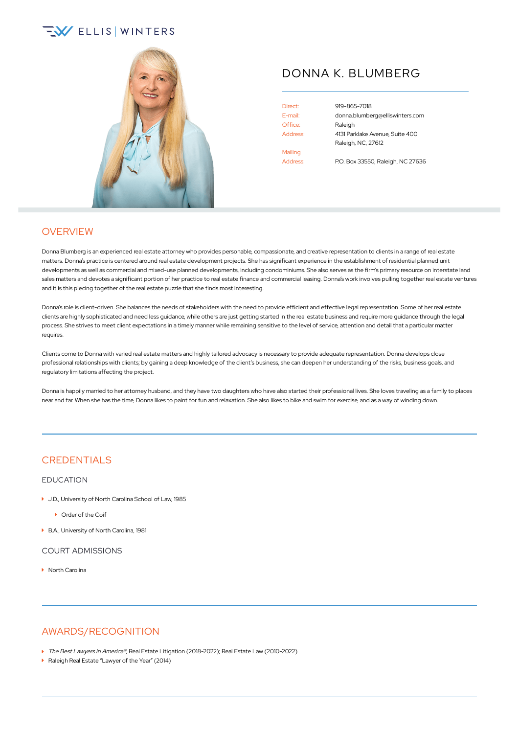ELLIS | WINTERS

# DONNA K. BLUMBERG

| | |
|---|---|
| Direct: | 919-865-7018 |
| E-mail: | donna.blumberg@elliswinters.com |
| Office: | Raleigh |
| Address: | 4131 Parklake Avenue, Suite 400<br>Raleigh, NC, 27612 |
| Mailing Address: | P.O. Box 33550, Raleigh, NC 27636 |

## OVERVIEW

Donna Blumberg is an experienced real estate attorney who provides personable, compassionate, and creative representation to clients in a range of real estate matters. Donna's practice is centered around real estate development projects. She has significant experience in the establishment of residential planned unit developments as well as commercial and mixed-use planned developments, including condominiums. She also serves as the firm's primary resource on interstate land sales matters and devotes a significant portion of her practice to real estate finance and commercial leasing. Donna's work involves pulling together real estate ventures and it is this piecing together of the real estate puzzle that she finds most interesting.

Donna's role is client-driven. She balances the needs of stakeholders with the need to provide efficient and effective legal representation. Some of her real estate clients are highly sophisticated and need less guidance, while others are just getting started in the real estate business and require more guidance through the legal process. She strives to meet client expectations in a timely manner while remaining sensitive to the level of service, attention and detail that a particular matter requires.

Clients come to Donna with varied real estate matters and highly tailored advocacy is necessary to provide adequate representation. Donna develops close professional relationships with clients; by gaining a deep knowledge of the client's business, she can deepen her understanding of the risks, business goals, and regulatory limitations affecting the project.

Donna is happily married to her attorney husband, and they have two daughters who have also started their professional lives. She loves traveling as a family to places near and far. When she has the time, Donna likes to paint for fun and relaxation. She also likes to bike and swim for exercise, and as a way of winding down.

## CREDENTIALS

### EDUCATION

- J.D., University of North Carolina School of Law, 1985
  - Order of the Coif
- B.A., University of North Carolina, 1981

### COURT ADMISSIONS

- North Carolina

## AWARDS/RECOGNITION

- *The Best Lawyers in America®*, Real Estate Litigation (2018-2022); Real Estate Law (2010-2022)
- Raleigh Real Estate "Lawyer of the Year" (2014)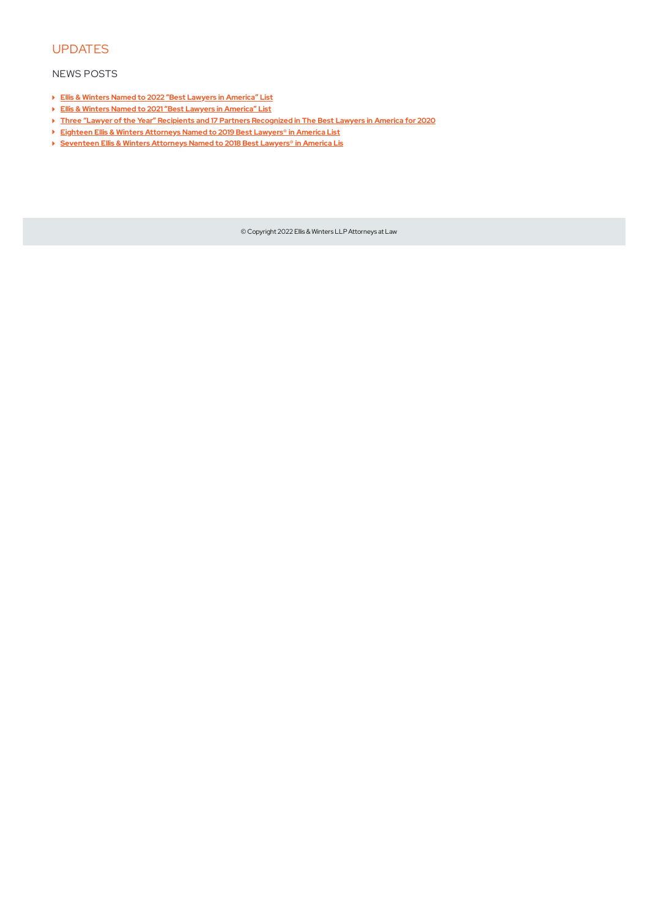## UPDATES

### NEWS POSTS

- Ellis & Winters Named to 2022 "Best Lawyers in America" List
- Ellis & Winters Named to 2021 "Best Lawyers in America" List
- Three "Lawyer of the Year" Recipients and 17 Partners Recognized in The Best Lawyers in America for 2020
- Eighteen Ellis & Winters Attorneys Named to 2019 Best Lawyers® in America List
- Seventeen Ellis & Winters Attorneys Named to 2018 Best Lawyers® in America Lis

© Copyright 2022 Ellis & Winters LLP Attorneys at Law